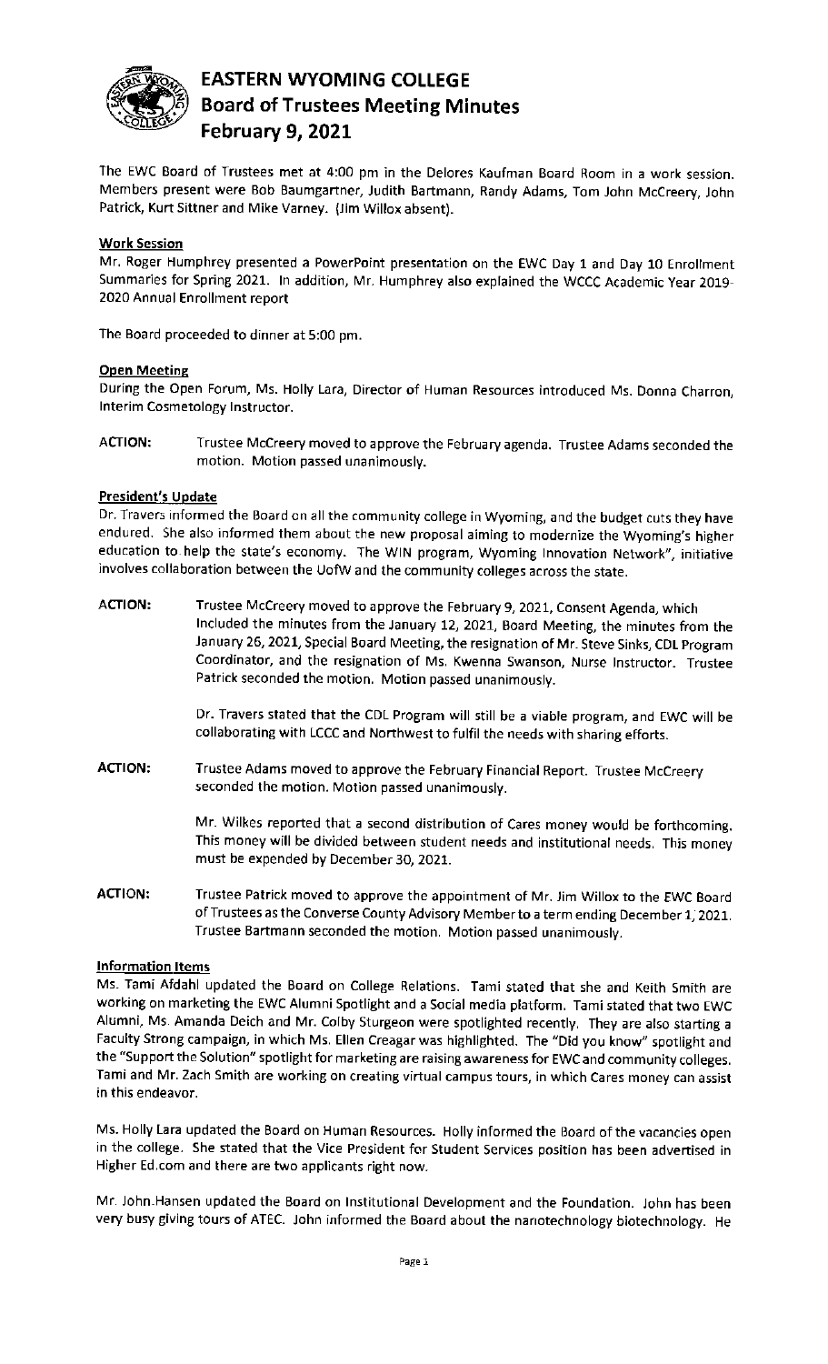# EASTERN WYOMING COLLEGE
## Board of Trustees Meeting Minutes
## February 9, 2021

The EWC Board of Trustees met at 4:00 pm in the Delores Kaufman Board Room in a work session. Members present were Bob Baumgartner, Judith Bartmann, Randy Adams, Tom John McCreery, John Patrick, Kurt Sittner and Mike Varney. (Jim Willox absent).

### Work Session

Mr. Roger Humphrey presented a PowerPoint presentation on the EWC Day 1 and Day 10 Enrollment Summaries for Spring 2021. In addition, Mr. Humphrey also explained the WCCC Academic Year 2019-2020 Annual Enrollment report

The Board proceeded to dinner at 5:00 pm.

### Open Meeting

During the Open Forum, Ms. Holly Lara, Director of Human Resources introduced Ms. Donna Charron, Interim Cosmetology Instructor.

**ACTION:** Trustee McCreery moved to approve the February agenda. Trustee Adams seconded the motion. Motion passed unanimously.

### President's Update

Dr. Travers informed the Board on all the community college in Wyoming, and the budget cuts they have endured. She also informed them about the new proposal aiming to modernize the Wyoming's higher education to help the state's economy. The WIN program, Wyoming Innovation Network", initiative involves collaboration between the UofW and the community colleges across the state.

**ACTION:** Trustee McCreery moved to approve the February 9, 2021, Consent Agenda, which included the minutes from the January 12, 2021, Board Meeting, the minutes from the January 26, 2021, Special Board Meeting, the resignation of Mr. Steve Sinks, CDL Program Coordinator, and the resignation of Ms. Kwenna Swanson, Nurse Instructor. Trustee Patrick seconded the motion. Motion passed unanimously.

Dr. Travers stated that the CDL Program will still be a viable program, and EWC will be collaborating with LCCC and Northwest to fulfil the needs with sharing efforts.

**ACTION:** Trustee Adams moved to approve the February Financial Report. Trustee McCreery seconded the motion. Motion passed unanimously.

Mr. Wilkes reported that a second distribution of Cares money would be forthcoming. This money will be divided between student needs and institutional needs. This money must be expended by December 30, 2021.

**ACTION:** Trustee Patrick moved to approve the appointment of Mr. Jim Willox to the EWC Board of Trustees as the Converse County Advisory Member to a term ending December 1, 2021. Trustee Bartmann seconded the motion. Motion passed unanimously.

### Information Items

Ms. Tami Afdahl updated the Board on College Relations. Tami stated that she and Keith Smith are working on marketing the EWC Alumni Spotlight and a Social media platform. Tami stated that two EWC Alumni, Ms. Amanda Deich and Mr. Colby Sturgeon were spotlighted recently. They are also starting a Faculty Strong campaign, in which Ms. Ellen Creagar was highlighted. The "Did you know" spotlight and the "Support the Solution" spotlight for marketing are raising awareness for EWC and community colleges. Tami and Mr. Zach Smith are working on creating virtual campus tours, in which Cares money can assist in this endeavor.

Ms. Holly Lara updated the Board on Human Resources. Holly informed the Board of the vacancies open in the college. She stated that the Vice President for Student Services position has been advertised in Higher Ed.com and there are two applicants right now.

Mr. John Hansen updated the Board on Institutional Development and the Foundation. John has been very busy giving tours of ATEC. John informed the Board about the nanotechnology biotechnology. He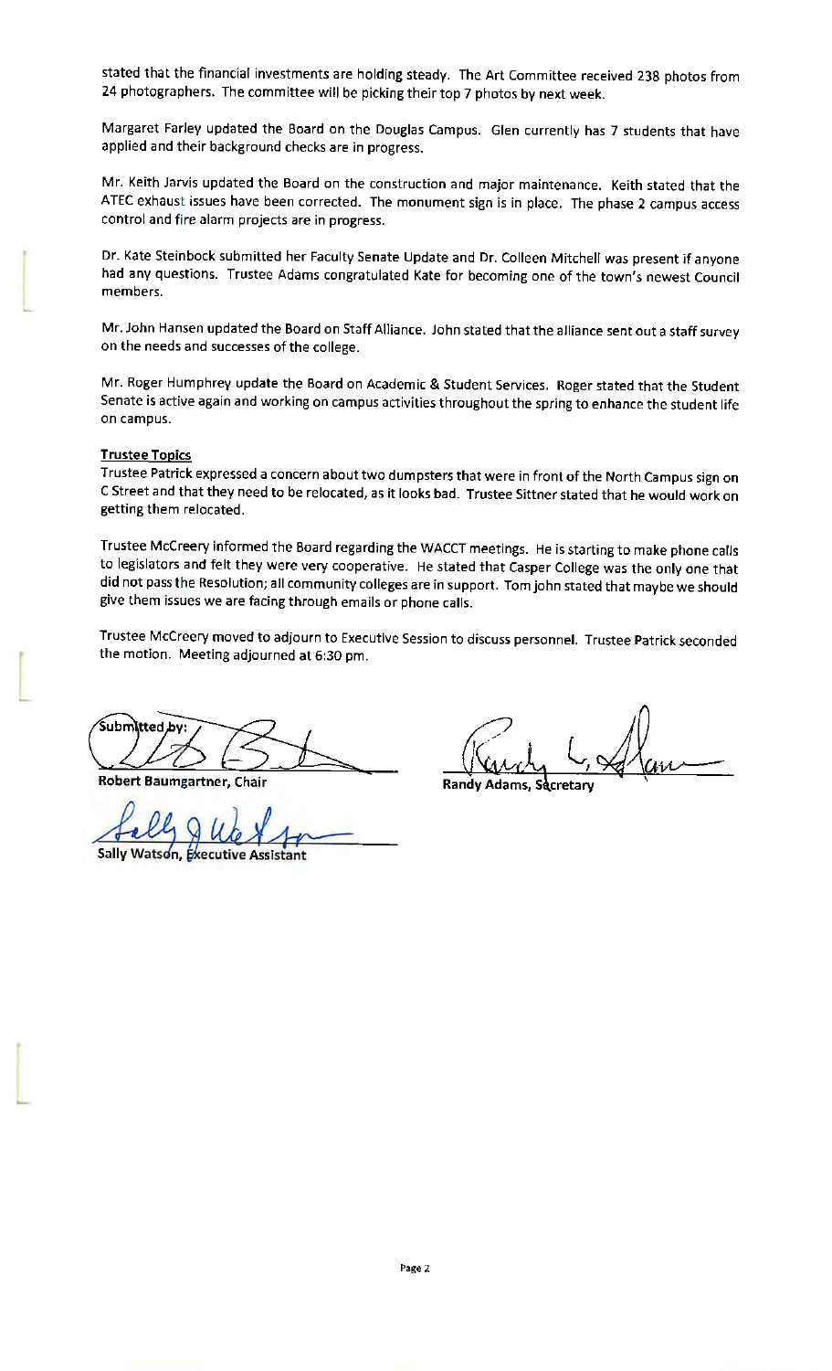stated that the financial investments are holding steady. The Art Committee received 238 photos from 24 photographers. The committee will be picking their top 7 photos by next week.

Margaret Farley updated the Board on the Douglas Campus. Glen currently has 7 students that have applied and their background checks are in progress.

Mr. Keith Jarvis updated the Board on the construction and major maintenance. Keith stated that the ATEC exhaust issues have been corrected. The monument sign is in place. The phase 2 campus access control and fire alarm projects are in progress.

Dr. Kate Steinbock submitted her Faculty Senate Update and Dr. Colleen Mitchell was present if anyone had any questions. Trustee Adams congratulated Kate for becoming one of the town's newest Council members.

Mr. John Hansen updated the Board on Staff Alliance. John stated that the alliance sent out a staff survey on the needs and successes of the college.

Mr. Roger Humphrey update the Board on Academic & Student Services. Roger stated that the Student Senate is active again and working on campus activities throughout the spring to enhance the student life on campus.

**Trustee Topics**

Trustee Patrick expressed a concern about two dumpsters that were in front of the North Campus sign on C Street and that they need to be relocated, as it looks bad. Trustee Sittner stated that he would work on getting them relocated.

Trustee McCreery informed the Board regarding the WACCT meetings. He is starting to make phone calls to legislators and felt they were very cooperative. He stated that Casper College was the only one that did not pass the Resolution; all community colleges are in support. Tom john stated that maybe we should give them issues we are facing through emails or phone calls.

Trustee McCreery moved to adjourn to Executive Session to discuss personnel. Trustee Patrick seconded the motion. Meeting adjourned at 6:30 pm.

Submitted by:

**Robert Baumgartner, Chair**

**Randy Adams, Secretary**

**Sally Watson, Executive Assistant**